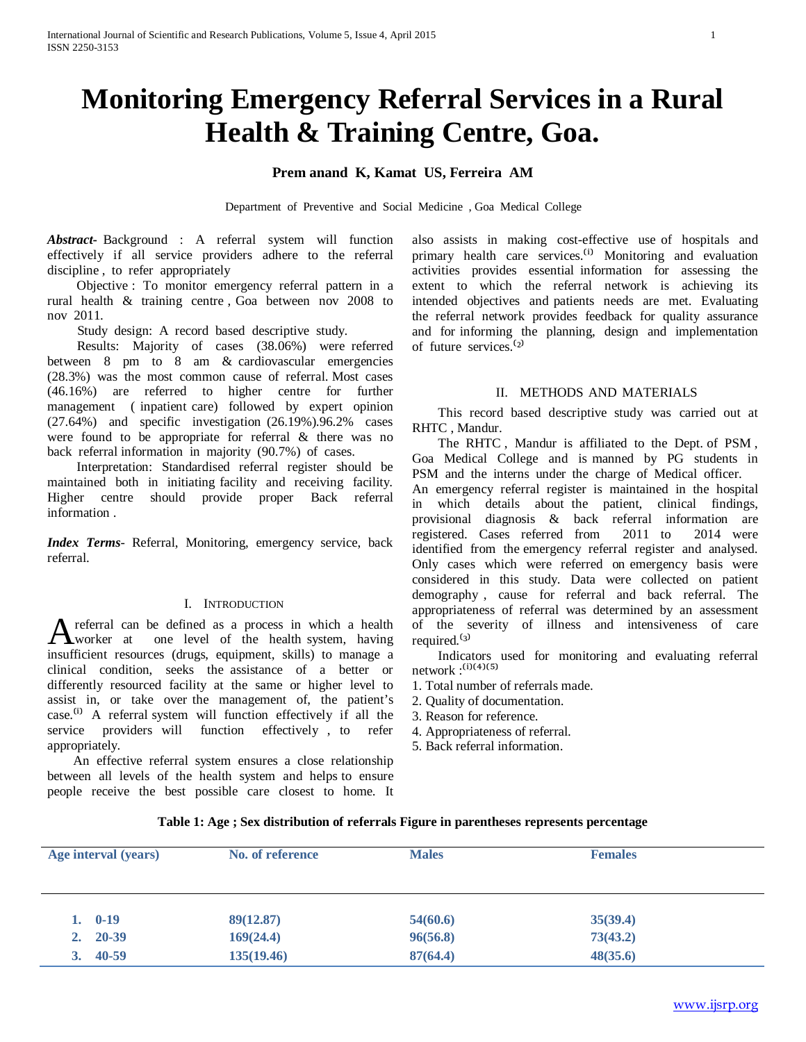# Monitoring Emergency Referral Services in a Rural Health & Training Centre, Goa.

**Prem anand K, Kamat US, Ferreira AM**

Department of Preventive and Social Medicine , Goa Medical College

***Abstract***- Background : A referral system will function effectively if all service providers adhere to the referral discipline , to refer appropriately

Objective : To monitor emergency referral pattern in a rural health & training centre , Goa between nov 2008 to nov 2011.

Study design: A record based descriptive study.

Results: Majority of cases (38.06%) were referred between 8 pm to 8 am & cardiovascular emergencies (28.3%) was the most common cause of referral. Most cases (46.16%) are referred to higher centre for further management ( inpatient care) followed by expert opinion (27.64%) and specific investigation (26.19%).96.2% cases were found to be appropriate for referral & there was no back referral information in majority (90.7%) of cases.

Interpretation: Standardised referral register should be maintained both in initiating facility and receiving facility. Higher centre should provide proper Back referral information .

***Index Terms***- Referral, Monitoring, emergency service, back referral.

## I. Introduction

A referral can be defined as a process in which a health worker at one level of the health system, having insufficient resources (drugs, equipment, skills) to manage a clinical condition, seeks the assistance of a better or differently resourced facility at the same or higher level to assist in, or take over the management of, the patient's case.[1] A referral system will function effectively if all the service providers will function effectively , to refer appropriately.

An effective referral system ensures a close relationship between all levels of the health system and helps to ensure people receive the best possible care closest to home. It also assists in making cost-effective use of hospitals and primary health care services.[1] Monitoring and evaluation activities provides essential information for assessing the extent to which the referral network is achieving its intended objectives and patients needs are met. Evaluating the referral network provides feedback for quality assurance and for informing the planning, design and implementation of future services.[2]

## II. Methods and Materials

This record based descriptive study was carried out at RHTC , Mandur.

The RHTC , Mandur is affiliated to the Dept. of PSM , Goa Medical College and is manned by PG students in PSM and the interns under the charge of Medical officer.

An emergency referral register is maintained in the hospital in which details about the patient, clinical findings, provisional diagnosis & back referral information are registered. Cases referred from 2011 to 2014 were identified from the emergency referral register and analysed. Only cases which were referred on emergency basis were considered in this study. Data were collected on patient demography , cause for referral and back referral. The appropriateness of referral was determined by an assessment of the severity of illness and intensiveness of care required.[3]

Indicators used for monitoring and evaluating referral network :[1][4][5]

1. Total number of referrals made.
2. Quality of documentation.
3. Reason for reference.
4. Appropriateness of referral.
5. Back referral information.

**Table 1: Age ; Sex distribution of referrals Figure in parentheses represents percentage**

| Age interval (years) | No. of reference | Males | Females |
|---|---|---|---|
| 1. 0-19 | 89(12.87) | 54(60.6) | 35(39.4) |
| 2. 20-39 | 169(24.4) | 96(56.8) | 73(43.2) |
| 3. 40-59 | 135(19.46) | 87(64.4) | 48(35.6) |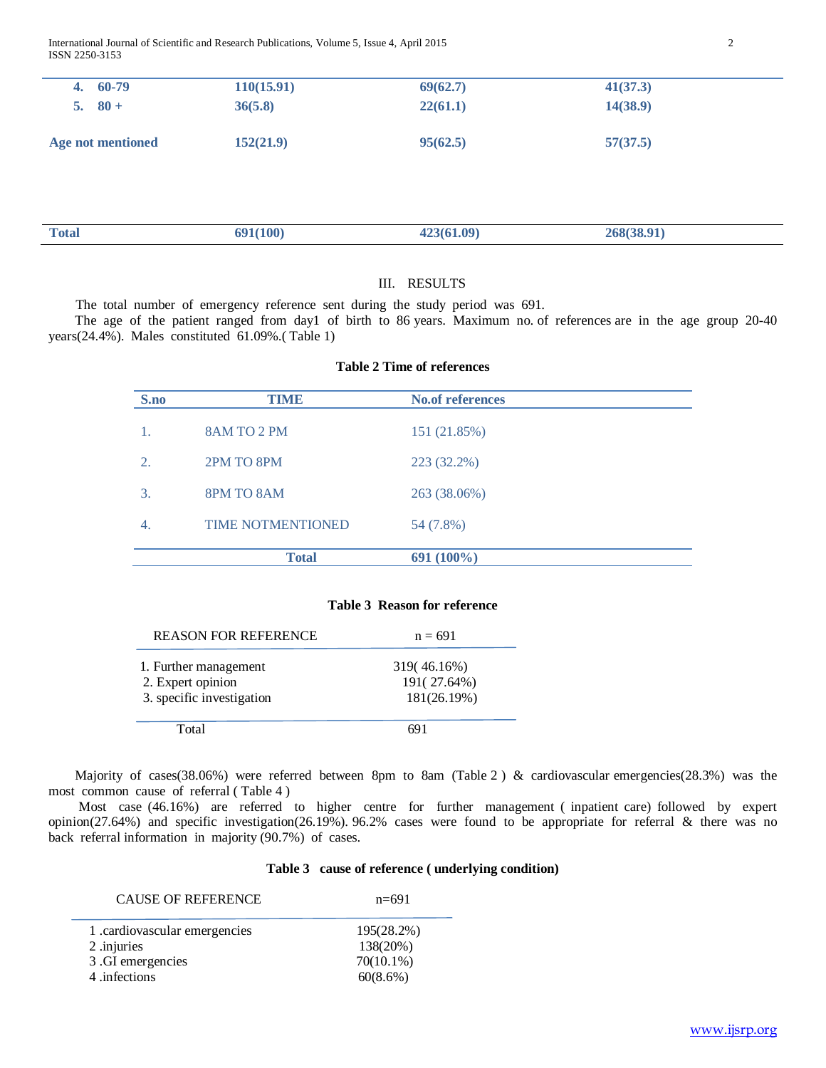| | | | |
|---|---|---|---|
| **4. 60-79** | **110(15.91)** | **69(62.7)** | **41(37.3)** |
| **5. 80 +** | **36(5.8)** | **22(61.1)** | **14(38.9)** |
| **Age not mentioned** | **152(21.9)** | **95(62.5)** | **57(37.5)** |
| **Total** | **691(100)** | **423(61.09)** | **268(38.91)** |

## III. RESULTS

The total number of emergency reference sent during the study period was 691.

The age of the patient ranged from day1 of birth to 86 years. Maximum no. of references are in the age group 20-40 years(24.4%). Males constituted 61.09%.( Table 1)

**Table 2 Time of references**

| S.no | TIME | No.of references |
|---|---|---|
| 1. | 8AM TO 2 PM | 151 (21.85%) |
| 2. | 2PM TO 8PM | 223 (32.2%) |
| 3. | 8PM TO 8AM | 263 (38.06%) |
| 4. | TIME NOTMENTIONED | 54 (7.8%) |
| | **Total** | **691 (100%)** |

**Table 3 Reason for reference**

| REASON FOR REFERENCE | n = 691 |
|---|---|
| 1. Further management | 319( 46.16%) |
| 2. Expert opinion | 191( 27.64%) |
| 3. specific investigation | 181(26.19%) |
| Total | 691 |

Majority of cases(38.06%) were referred between 8pm to 8am (Table 2 ) & cardiovascular emergencies(28.3%) was the most common cause of referral ( Table 4 )

Most case (46.16%) are referred to higher centre for further management ( inpatient care) followed by expert opinion(27.64%) and specific investigation(26.19%). 96.2% cases were found to be appropriate for referral & there was no back referral information in majority (90.7%) of cases.

**Table 3 cause of reference ( underlying condition)**

| CAUSE OF REFERENCE | n=691 |
|---|---|
| 1 .cardiovascular emergencies | 195(28.2%) |
| 2 .injuries | 138(20%) |
| 3 .GI emergencies | 70(10.1%) |
| 4 .infections | 60(8.6%) |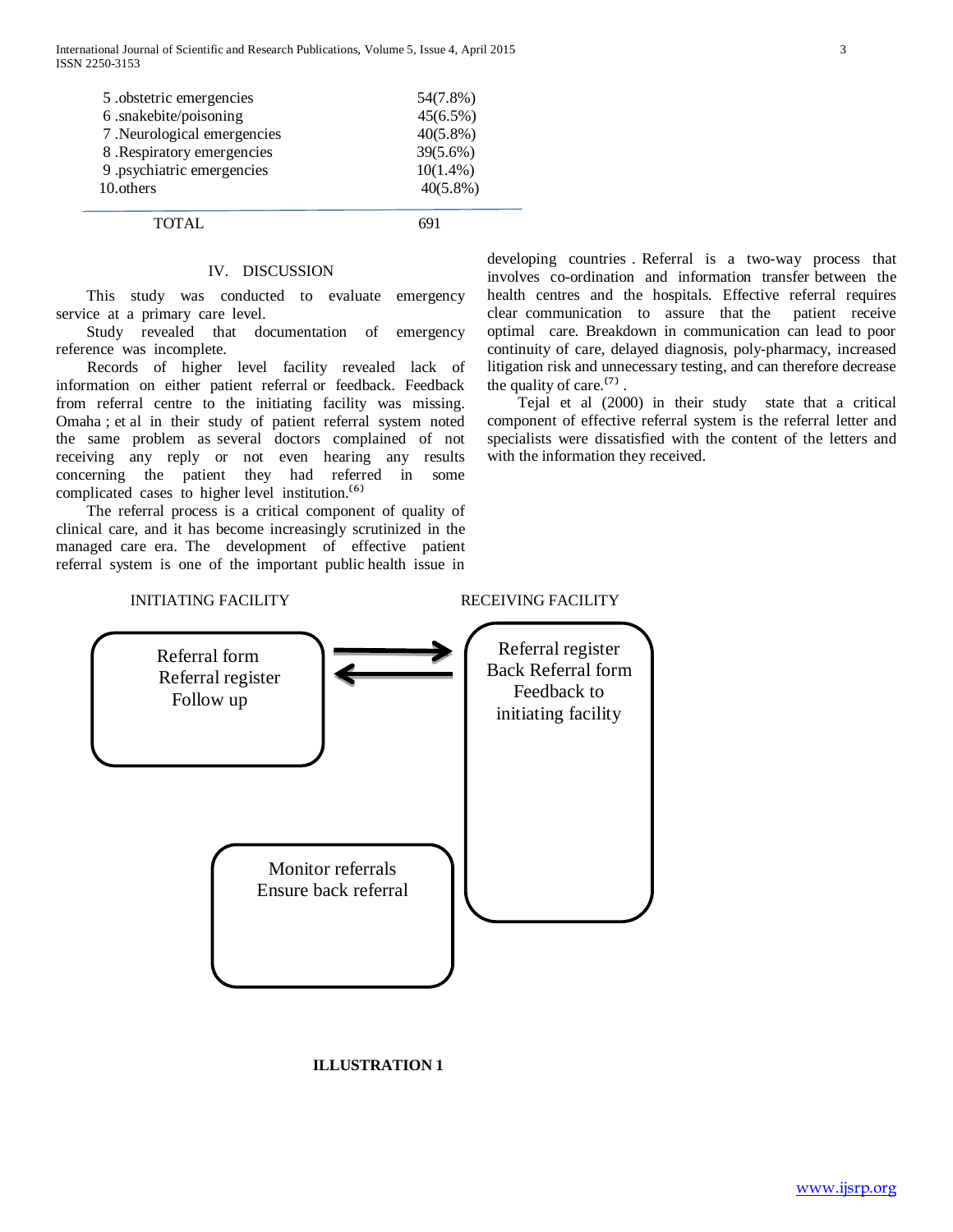| | |
|---|---|
| 5 .obstetric emergencies | 54(7.8%) |
| 6 .snakebite/poisoning | 45(6.5%) |
| 7 .Neurological emergencies | 40(5.8%) |
| 8 .Respiratory emergencies | 39(5.6%) |
| 9 .psychiatric emergencies | 10(1.4%) |
| 10.others | 40(5.8%) |
| TOTAL | 691 |

## IV. DISCUSSION

This study was conducted to evaluate emergency service at a primary care level.

Study revealed that documentation of emergency reference was incomplete.

Records of higher level facility revealed lack of information on either patient referral or feedback. Feedback from referral centre to the initiating facility was missing. Omaha ; et al in their study of patient referral system noted the same problem as several doctors complained of not receiving any reply or not even hearing any results concerning the patient they had referred in some complicated cases to higher level institution.[6]

The referral process is a critical component of quality of clinical care, and it has become increasingly scrutinized in the managed care era. The development of effective patient referral system is one of the important public health issue in developing countries . Referral is a two-way process that involves co-ordination and information transfer between the health centres and the hospitals. Effective referral requires clear communication to assure that the patient receive optimal care. Breakdown in communication can lead to poor continuity of care, delayed diagnosis, poly-pharmacy, increased litigation risk and unnecessary testing, and can therefore decrease the quality of care.[7] .

Tejal et al (2000) in their study state that a critical component of effective referral system is the referral letter and specialists were dissatisfied with the content of the letters and with the information they received.

INITIATING FACILITY — RECEIVING FACILITY

Initiating facility: Referral form; Referral register; Follow up

Receiving facility: Referral register; Back Referral form; Feedback to initiating facility

Monitor referrals; Ensure back referral

**ILLUSTRATION 1**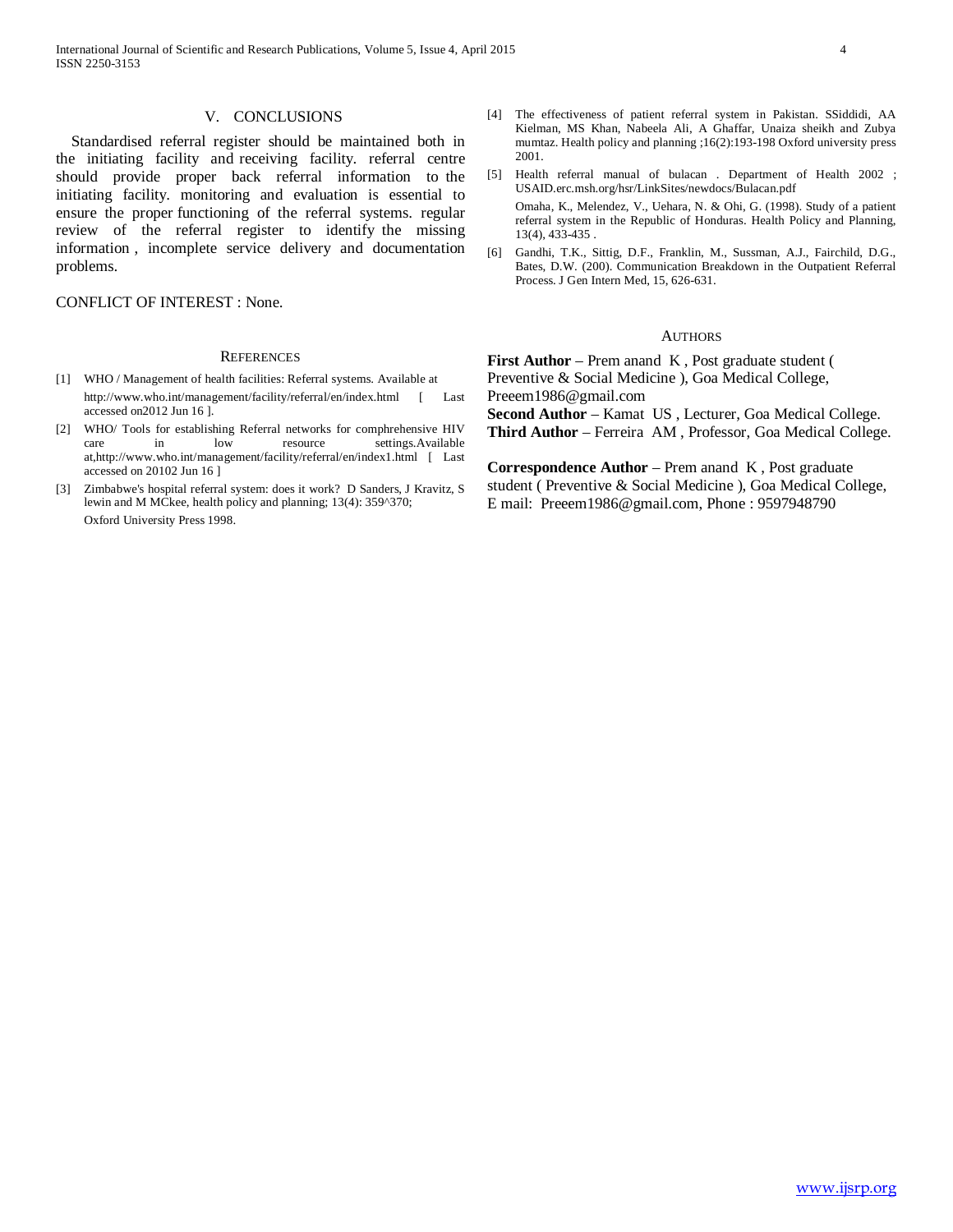## V. CONCLUSIONS

Standardised referral register should be maintained both in the initiating facility and receiving facility. referral centre should provide proper back referral information to the initiating facility. monitoring and evaluation is essential to ensure the proper functioning of the referral systems. regular review of the referral register to identify the missing information , incomplete service delivery and documentation problems.

CONFLICT OF INTEREST : None.

## REFERENCES

[1] WHO / Management of health facilities: Referral systems. Available at http://www.who.int/management/facility/referral/en/index.html [ Last accessed on2012 Jun 16 ].

[2] WHO/ Tools for establishing Referral networks for comphrehensive HIV care in low resource settings.Available at,http://www.who.int/management/facility/referral/en/index1.html [ Last accessed on 20102 Jun 16 ]

[3] Zimbabwe's hospital referral system: does it work? D Sanders, J Kravitz, S lewin and M MCkee, health policy and planning; 13(4): 359^370; Oxford University Press 1998.

[4] The effectiveness of patient referral system in Pakistan. SSiddidi, AA Kielman, MS Khan, Nabeela Ali, A Ghaffar, Unaiza sheikh and Zubya mumtaz. Health policy and planning ;16(2):193-198 Oxford university press 2001.

[5] Health referral manual of bulacan . Department of Health 2002 ; USAID.erc.msh.org/hsr/LinkSites/newdocs/Bulacan.pdf

Omaha, K., Melendez, V., Uehara, N. & Ohi, G. (1998). Study of a patient referral system in the Republic of Honduras. Health Policy and Planning, 13(4), 433-435 .

[6] Gandhi, T.K., Sittig, D.F., Franklin, M., Sussman, A.J., Fairchild, D.G., Bates, D.W. (200). Communication Breakdown in the Outpatient Referral Process. J Gen Intern Med, 15, 626-631.

## AUTHORS

**First Author** – Prem anand K , Post graduate student ( Preventive & Social Medicine ), Goa Medical College, Preeem1986@gmail.com

**Second Author** – Kamat US , Lecturer, Goa Medical College.

**Third Author** – Ferreira AM , Professor, Goa Medical College.

**Correspondence Author** – Prem anand K , Post graduate student ( Preventive & Social Medicine ), Goa Medical College, E mail: Preeem1986@gmail.com, Phone : 9597948790